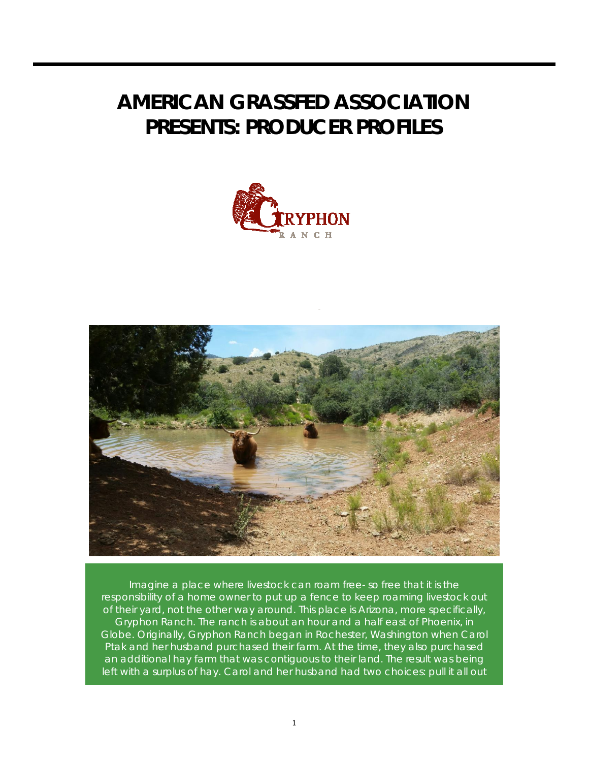# AMERICAN GRASSFED ASSOCIATION PRESENTS: PRODUCER PROFILES

GRYPHON RANCH

Imagine a place where livestock can roam free- so free that it is the responsibility of a home owner to put up a fence to keep roaming livestock out of their yard, not the other way around. This place is Arizona, more specifically, Gryphon Ranch. The ranch is about an hour and a half east of Phoenix, in Globe. Originally, Gryphon Ranch began in Rochester, Washington when Carol Ptak and her husband purchased their farm. At the time, they also purchased an additional hay farm that was contiguous to their land. The result was being left with a surplus of hay. Carol and her husband had two choices: pull it all out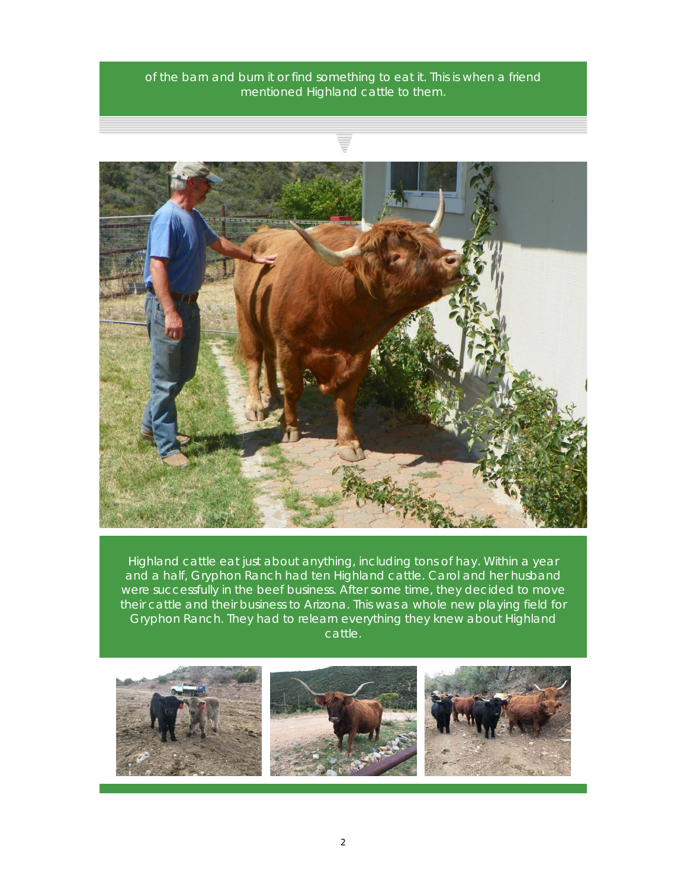of the barn and burn it or find something to eat it. This is when a friend mentioned Highland cattle to them.

Highland cattle eat just about anything, including tons of hay. Within a year and a half, Gryphon Ranch had ten Highland cattle. Carol and her husband were successfully in the beef business. After some time, they decided to move their cattle and their business to Arizona. This was a whole new playing field for Gryphon Ranch. They had to relearn everything they knew about Highland cattle.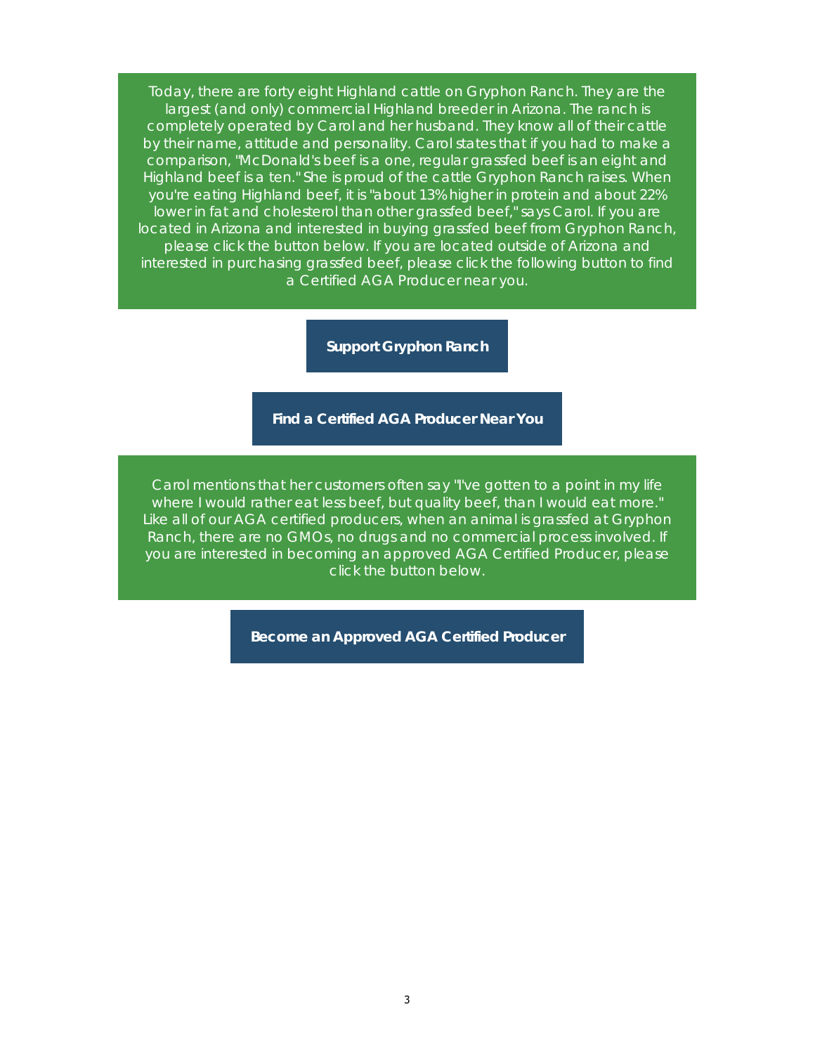Today, there are forty eight Highland cattle on Gryphon Ranch. They are the largest (and only) commercial Highland breeder in Arizona. The ranch is completely operated by Carol and her husband. They know all of their cattle by their name, attitude and personality. Carol states that if you had to make a comparison, "McDonald's beef is a one, regular grassfed beef is an eight and Highland beef is a ten." She is proud of the cattle Gryphon Ranch raises. When you're eating Highland beef, it is "about 13% higher in protein and about 22% lower in fat and cholesterol than other grassfed beef," says Carol. If you are located in Arizona and interested in buying grassfed beef from Gryphon Ranch, please click the button below. If you are located outside of Arizona and interested in purchasing grassfed beef, please click the following button to find a Certified AGA Producer near you.

**Support Gryphon Ranch**

**Find a Certified AGA Producer Near You**

Carol mentions that her customers often say "I've gotten to a point in my life where I would rather eat less beef, but quality beef, than I would eat more." Like all of our AGA certified producers, when an animal is grassfed at Gryphon Ranch, there are no GMOs, no drugs and no commercial process involved. If you are interested in becoming an approved AGA Certified Producer, please click the button below.

**Become an Approved AGA Certified Producer**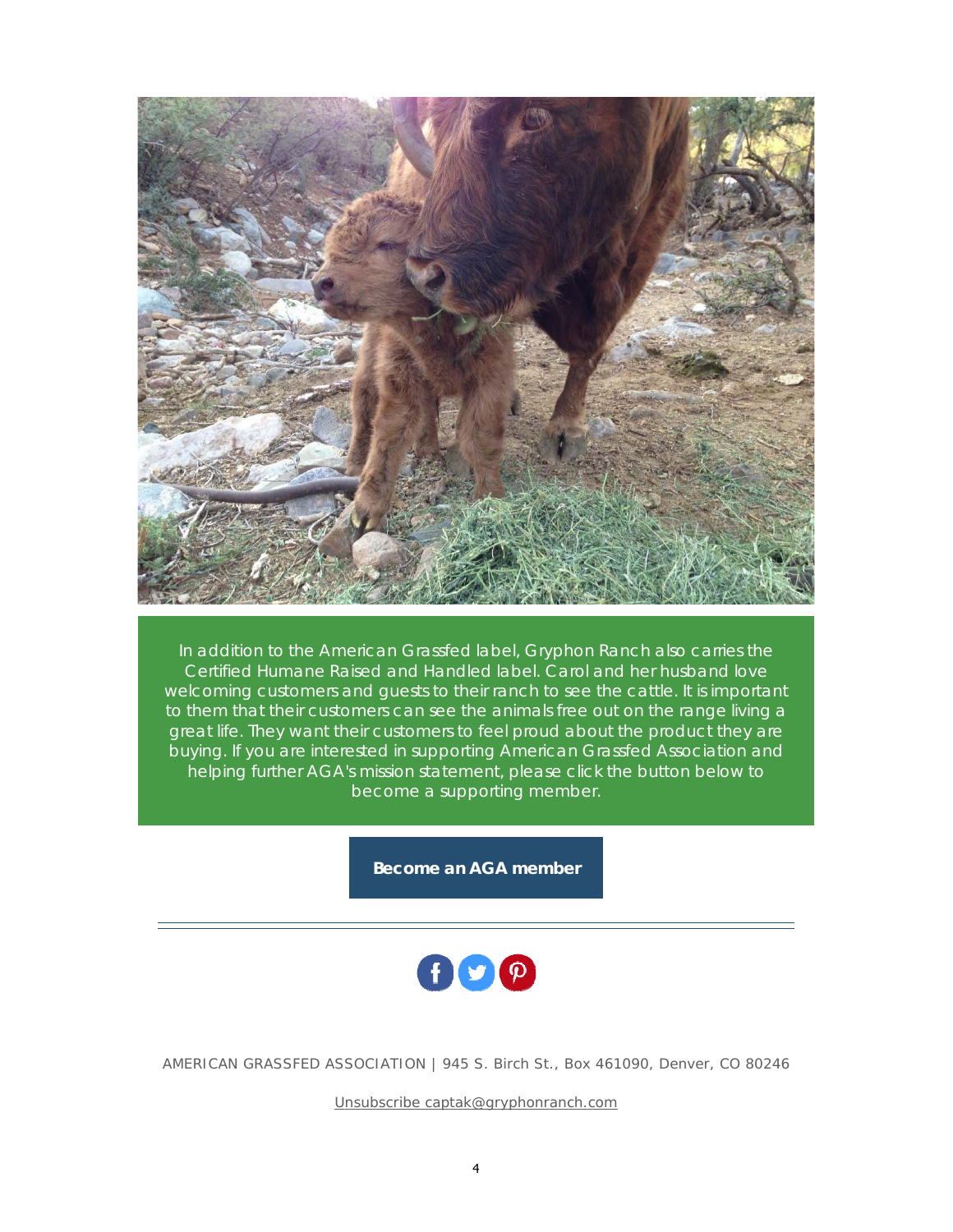In addition to the American Grassfed label, Gryphon Ranch also carries the Certified Humane Raised and Handled label. Carol and her husband love welcoming customers and guests to their ranch to see the cattle. It is important to them that their customers can see the animals free out on the range living a great life. They want their customers to feel proud about the product they are buying. If you are interested in supporting American Grassfed Association and helping further AGA's mission statement, please click the button below to become a supporting member.

**Become an AGA member**

---

AMERICAN GRASSFED ASSOCIATION | 945 S. Birch St., Box 461090, Denver, CO 80246

Unsubscribe captak@gryphonranch.com